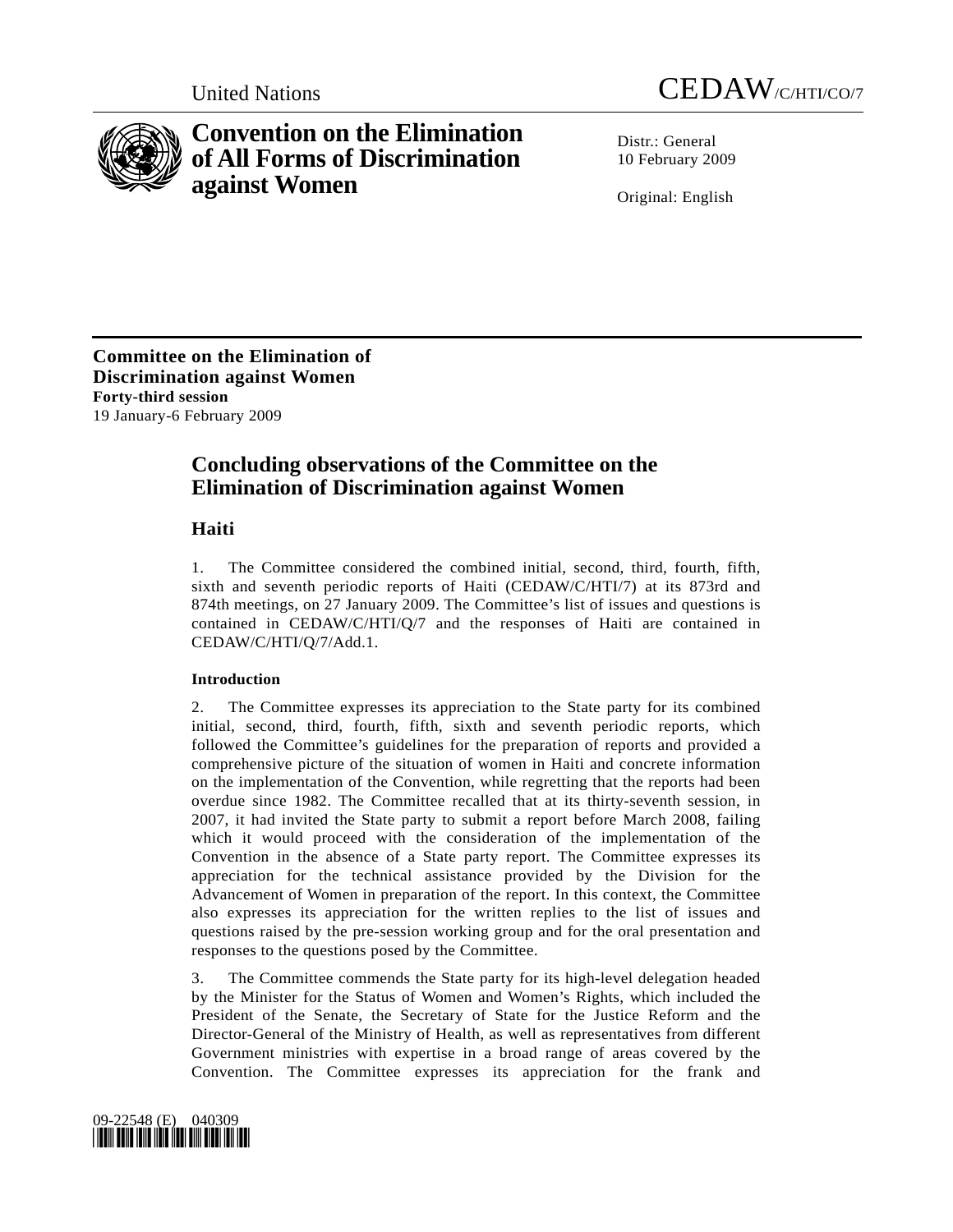United Nations CEDAW/C/HTI/CO/7

# Convention on the Elimination of All Forms of Discrimination against Women

Distr.: General
10 February 2009

Original: English

**Committee on the Elimination of Discrimination against Women**
**Forty-third session**
19 January-6 February 2009

## Concluding observations of the Committee on the Elimination of Discrimination against Women

### Haiti

1. The Committee considered the combined initial, second, third, fourth, fifth, sixth and seventh periodic reports of Haiti (CEDAW/C/HTI/7) at its 873rd and 874th meetings, on 27 January 2009. The Committee's list of issues and questions is contained in CEDAW/C/HTI/Q/7 and the responses of Haiti are contained in CEDAW/C/HTI/Q/7/Add.1.

#### Introduction

2. The Committee expresses its appreciation to the State party for its combined initial, second, third, fourth, fifth, sixth and seventh periodic reports, which followed the Committee's guidelines for the preparation of reports and provided a comprehensive picture of the situation of women in Haiti and concrete information on the implementation of the Convention, while regretting that the reports had been overdue since 1982. The Committee recalled that at its thirty-seventh session, in 2007, it had invited the State party to submit a report before March 2008, failing which it would proceed with the consideration of the implementation of the Convention in the absence of a State party report. The Committee expresses its appreciation for the technical assistance provided by the Division for the Advancement of Women in preparation of the report. In this context, the Committee also expresses its appreciation for the written replies to the list of issues and questions raised by the pre-session working group and for the oral presentation and responses to the questions posed by the Committee.

3. The Committee commends the State party for its high-level delegation headed by the Minister for the Status of Women and Women's Rights, which included the President of the Senate, the Secretary of State for the Justice Reform and the Director-General of the Ministry of Health, as well as representatives from different Government ministries with expertise in a broad range of areas covered by the Convention. The Committee expresses its appreciation for the frank and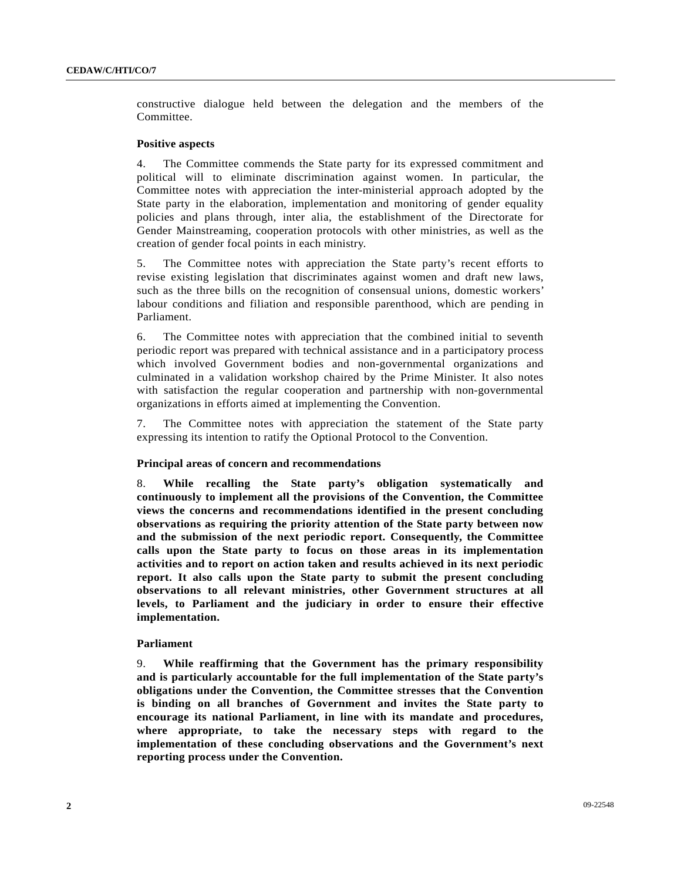constructive dialogue held between the delegation and the members of the Committee.

**Positive aspects**

4. The Committee commends the State party for its expressed commitment and political will to eliminate discrimination against women. In particular, the Committee notes with appreciation the inter-ministerial approach adopted by the State party in the elaboration, implementation and monitoring of gender equality policies and plans through, inter alia, the establishment of the Directorate for Gender Mainstreaming, cooperation protocols with other ministries, as well as the creation of gender focal points in each ministry.

5. The Committee notes with appreciation the State party's recent efforts to revise existing legislation that discriminates against women and draft new laws, such as the three bills on the recognition of consensual unions, domestic workers' labour conditions and filiation and responsible parenthood, which are pending in Parliament.

6. The Committee notes with appreciation that the combined initial to seventh periodic report was prepared with technical assistance and in a participatory process which involved Government bodies and non-governmental organizations and culminated in a validation workshop chaired by the Prime Minister. It also notes with satisfaction the regular cooperation and partnership with non-governmental organizations in efforts aimed at implementing the Convention.

7. The Committee notes with appreciation the statement of the State party expressing its intention to ratify the Optional Protocol to the Convention.

**Principal areas of concern and recommendations**

8. **While recalling the State party's obligation systematically and continuously to implement all the provisions of the Convention, the Committee views the concerns and recommendations identified in the present concluding observations as requiring the priority attention of the State party between now and the submission of the next periodic report. Consequently, the Committee calls upon the State party to focus on those areas in its implementation activities and to report on action taken and results achieved in its next periodic report. It also calls upon the State party to submit the present concluding observations to all relevant ministries, other Government structures at all levels, to Parliament and the judiciary in order to ensure their effective implementation.**

**Parliament**

9. **While reaffirming that the Government has the primary responsibility and is particularly accountable for the full implementation of the State party's obligations under the Convention, the Committee stresses that the Convention is binding on all branches of Government and invites the State party to encourage its national Parliament, in line with its mandate and procedures, where appropriate, to take the necessary steps with regard to the implementation of these concluding observations and the Government's next reporting process under the Convention.**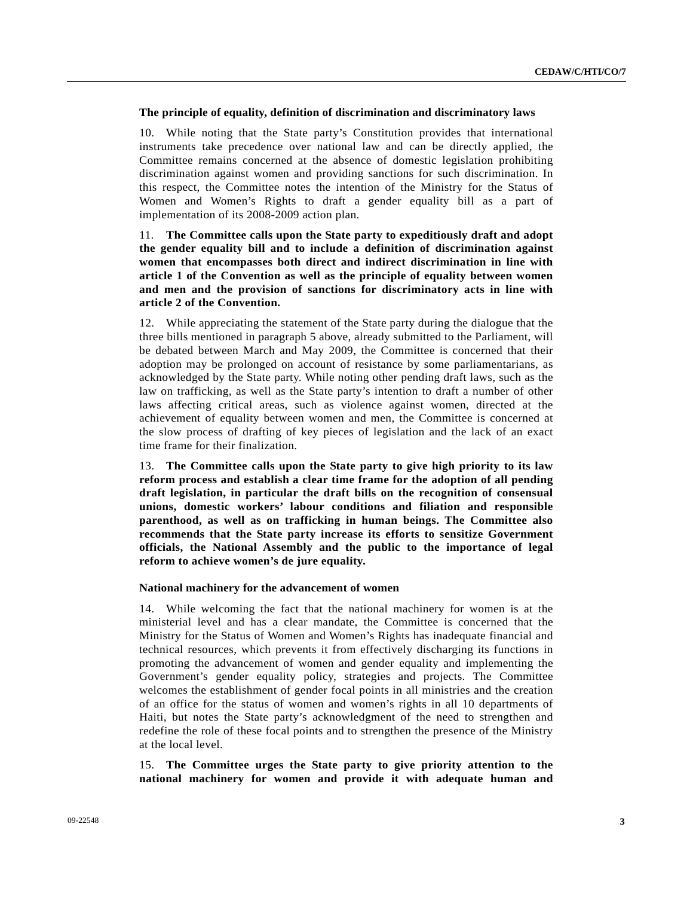### The principle of equality, definition of discrimination and discriminatory laws

10. While noting that the State party's Constitution provides that international instruments take precedence over national law and can be directly applied, the Committee remains concerned at the absence of domestic legislation prohibiting discrimination against women and providing sanctions for such discrimination. In this respect, the Committee notes the intention of the Ministry for the Status of Women and Women's Rights to draft a gender equality bill as a part of implementation of its 2008-2009 action plan.

11. **The Committee calls upon the State party to expeditiously draft and adopt the gender equality bill and to include a definition of discrimination against women that encompasses both direct and indirect discrimination in line with article 1 of the Convention as well as the principle of equality between women and men and the provision of sanctions for discriminatory acts in line with article 2 of the Convention.**

12. While appreciating the statement of the State party during the dialogue that the three bills mentioned in paragraph 5 above, already submitted to the Parliament, will be debated between March and May 2009, the Committee is concerned that their adoption may be prolonged on account of resistance by some parliamentarians, as acknowledged by the State party. While noting other pending draft laws, such as the law on trafficking, as well as the State party's intention to draft a number of other laws affecting critical areas, such as violence against women, directed at the achievement of equality between women and men, the Committee is concerned at the slow process of drafting of key pieces of legislation and the lack of an exact time frame for their finalization.

13. **The Committee calls upon the State party to give high priority to its law reform process and establish a clear time frame for the adoption of all pending draft legislation, in particular the draft bills on the recognition of consensual unions, domestic workers' labour conditions and filiation and responsible parenthood, as well as on trafficking in human beings. The Committee also recommends that the State party increase its efforts to sensitize Government officials, the National Assembly and the public to the importance of legal reform to achieve women's de jure equality.**

### National machinery for the advancement of women

14. While welcoming the fact that the national machinery for women is at the ministerial level and has a clear mandate, the Committee is concerned that the Ministry for the Status of Women and Women's Rights has inadequate financial and technical resources, which prevents it from effectively discharging its functions in promoting the advancement of women and gender equality and implementing the Government's gender equality policy, strategies and projects. The Committee welcomes the establishment of gender focal points in all ministries and the creation of an office for the status of women and women's rights in all 10 departments of Haiti, but notes the State party's acknowledgment of the need to strengthen and redefine the role of these focal points and to strengthen the presence of the Ministry at the local level.

15. **The Committee urges the State party to give priority attention to the national machinery for women and provide it with adequate human and**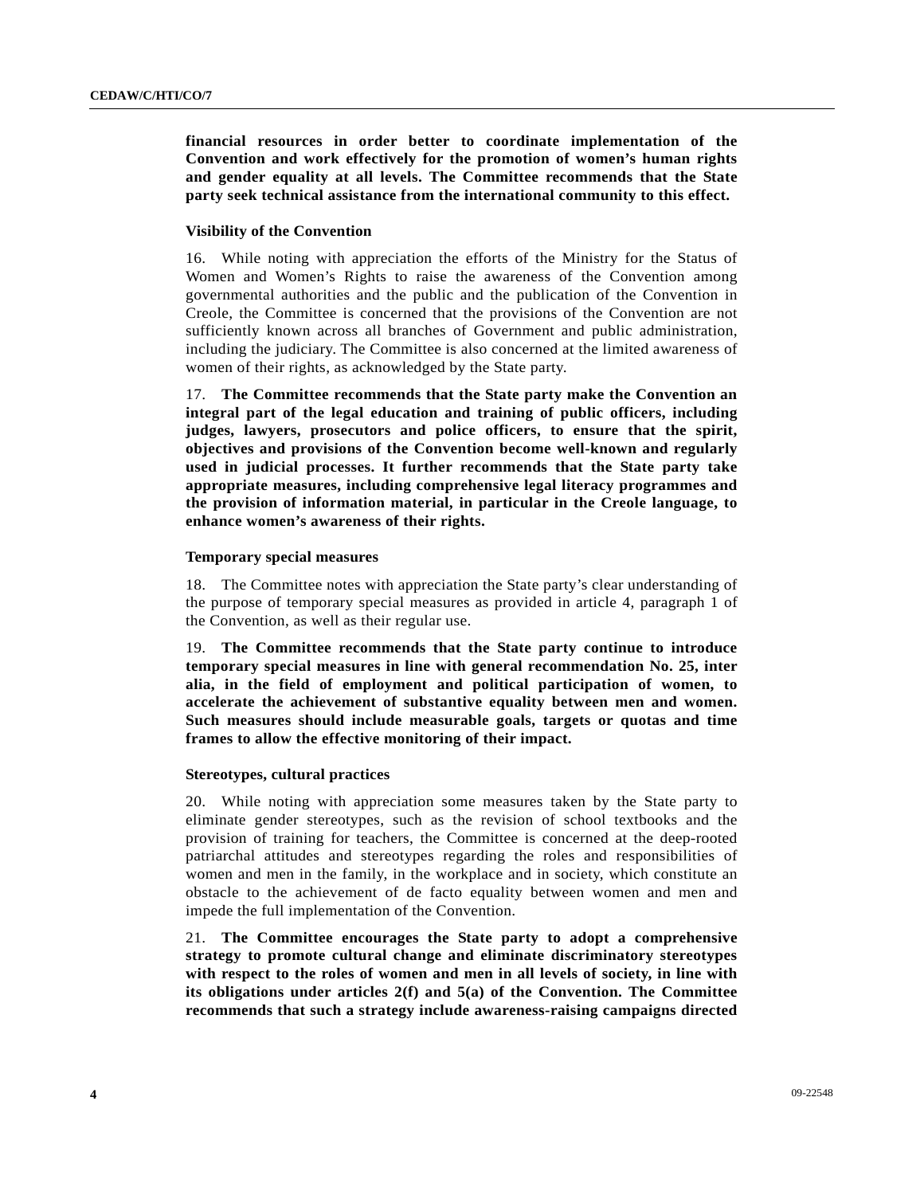**financial resources in order better to coordinate implementation of the Convention and work effectively for the promotion of women's human rights and gender equality at all levels. The Committee recommends that the State party seek technical assistance from the international community to this effect.**

#### Visibility of the Convention

16. While noting with appreciation the efforts of the Ministry for the Status of Women and Women's Rights to raise the awareness of the Convention among governmental authorities and the public and the publication of the Convention in Creole, the Committee is concerned that the provisions of the Convention are not sufficiently known across all branches of Government and public administration, including the judiciary. The Committee is also concerned at the limited awareness of women of their rights, as acknowledged by the State party.

17. **The Committee recommends that the State party make the Convention an integral part of the legal education and training of public officers, including judges, lawyers, prosecutors and police officers, to ensure that the spirit, objectives and provisions of the Convention become well-known and regularly used in judicial processes. It further recommends that the State party take appropriate measures, including comprehensive legal literacy programmes and the provision of information material, in particular in the Creole language, to enhance women's awareness of their rights.**

#### Temporary special measures

18. The Committee notes with appreciation the State party's clear understanding of the purpose of temporary special measures as provided in article 4, paragraph 1 of the Convention, as well as their regular use.

19. **The Committee recommends that the State party continue to introduce temporary special measures in line with general recommendation No. 25, inter alia, in the field of employment and political participation of women, to accelerate the achievement of substantive equality between men and women. Such measures should include measurable goals, targets or quotas and time frames to allow the effective monitoring of their impact.**

#### Stereotypes, cultural practices

20. While noting with appreciation some measures taken by the State party to eliminate gender stereotypes, such as the revision of school textbooks and the provision of training for teachers, the Committee is concerned at the deep-rooted patriarchal attitudes and stereotypes regarding the roles and responsibilities of women and men in the family, in the workplace and in society, which constitute an obstacle to the achievement of de facto equality between women and men and impede the full implementation of the Convention.

21. **The Committee encourages the State party to adopt a comprehensive strategy to promote cultural change and eliminate discriminatory stereotypes with respect to the roles of women and men in all levels of society, in line with its obligations under articles 2(f) and 5(a) of the Convention. The Committee recommends that such a strategy include awareness-raising campaigns directed**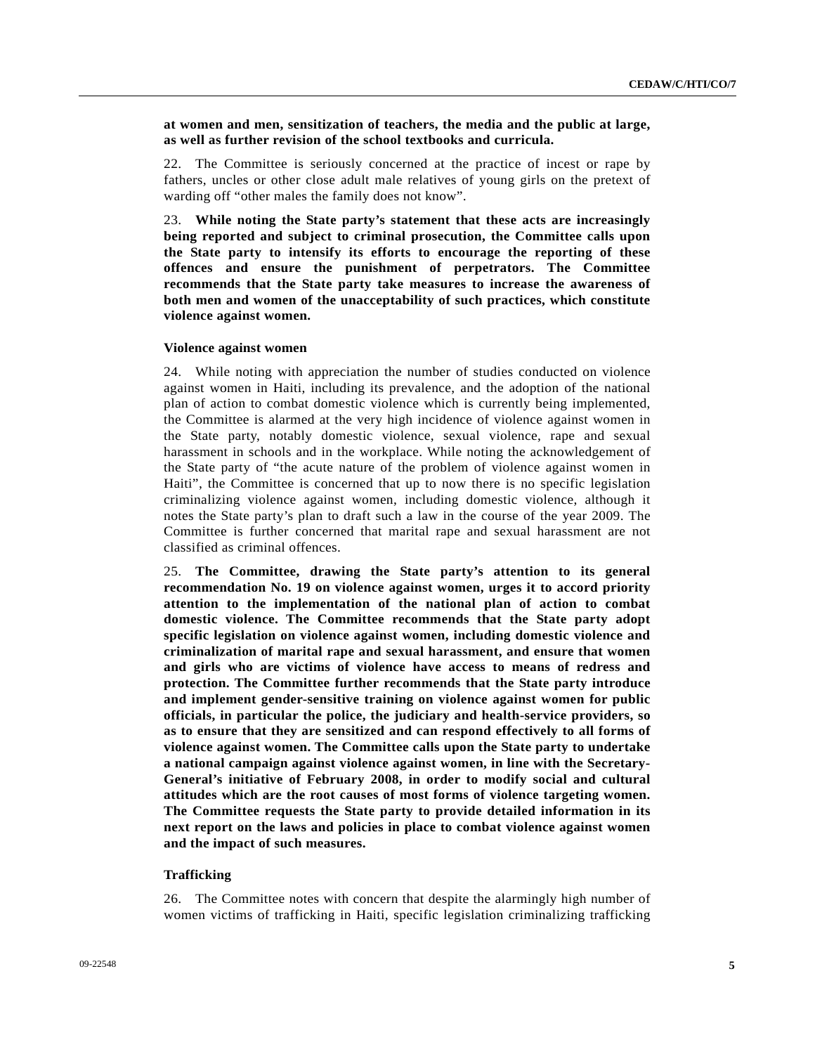**at women and men, sensitization of teachers, the media and the public at large, as well as further revision of the school textbooks and curricula.**

22. The Committee is seriously concerned at the practice of incest or rape by fathers, uncles or other close adult male relatives of young girls on the pretext of warding off "other males the family does not know".

23. **While noting the State party's statement that these acts are increasingly being reported and subject to criminal prosecution, the Committee calls upon the State party to intensify its efforts to encourage the reporting of these offences and ensure the punishment of perpetrators. The Committee recommends that the State party take measures to increase the awareness of both men and women of the unacceptability of such practices, which constitute violence against women.**

### Violence against women

24. While noting with appreciation the number of studies conducted on violence against women in Haiti, including its prevalence, and the adoption of the national plan of action to combat domestic violence which is currently being implemented, the Committee is alarmed at the very high incidence of violence against women in the State party, notably domestic violence, sexual violence, rape and sexual harassment in schools and in the workplace. While noting the acknowledgement of the State party of "the acute nature of the problem of violence against women in Haiti", the Committee is concerned that up to now there is no specific legislation criminalizing violence against women, including domestic violence, although it notes the State party's plan to draft such a law in the course of the year 2009. The Committee is further concerned that marital rape and sexual harassment are not classified as criminal offences.

25. **The Committee, drawing the State party's attention to its general recommendation No. 19 on violence against women, urges it to accord priority attention to the implementation of the national plan of action to combat domestic violence. The Committee recommends that the State party adopt specific legislation on violence against women, including domestic violence and criminalization of marital rape and sexual harassment, and ensure that women and girls who are victims of violence have access to means of redress and protection. The Committee further recommends that the State party introduce and implement gender-sensitive training on violence against women for public officials, in particular the police, the judiciary and health-service providers, so as to ensure that they are sensitized and can respond effectively to all forms of violence against women. The Committee calls upon the State party to undertake a national campaign against violence against women, in line with the Secretary-General's initiative of February 2008, in order to modify social and cultural attitudes which are the root causes of most forms of violence targeting women. The Committee requests the State party to provide detailed information in its next report on the laws and policies in place to combat violence against women and the impact of such measures.**

### Trafficking

26. The Committee notes with concern that despite the alarmingly high number of women victims of trafficking in Haiti, specific legislation criminalizing trafficking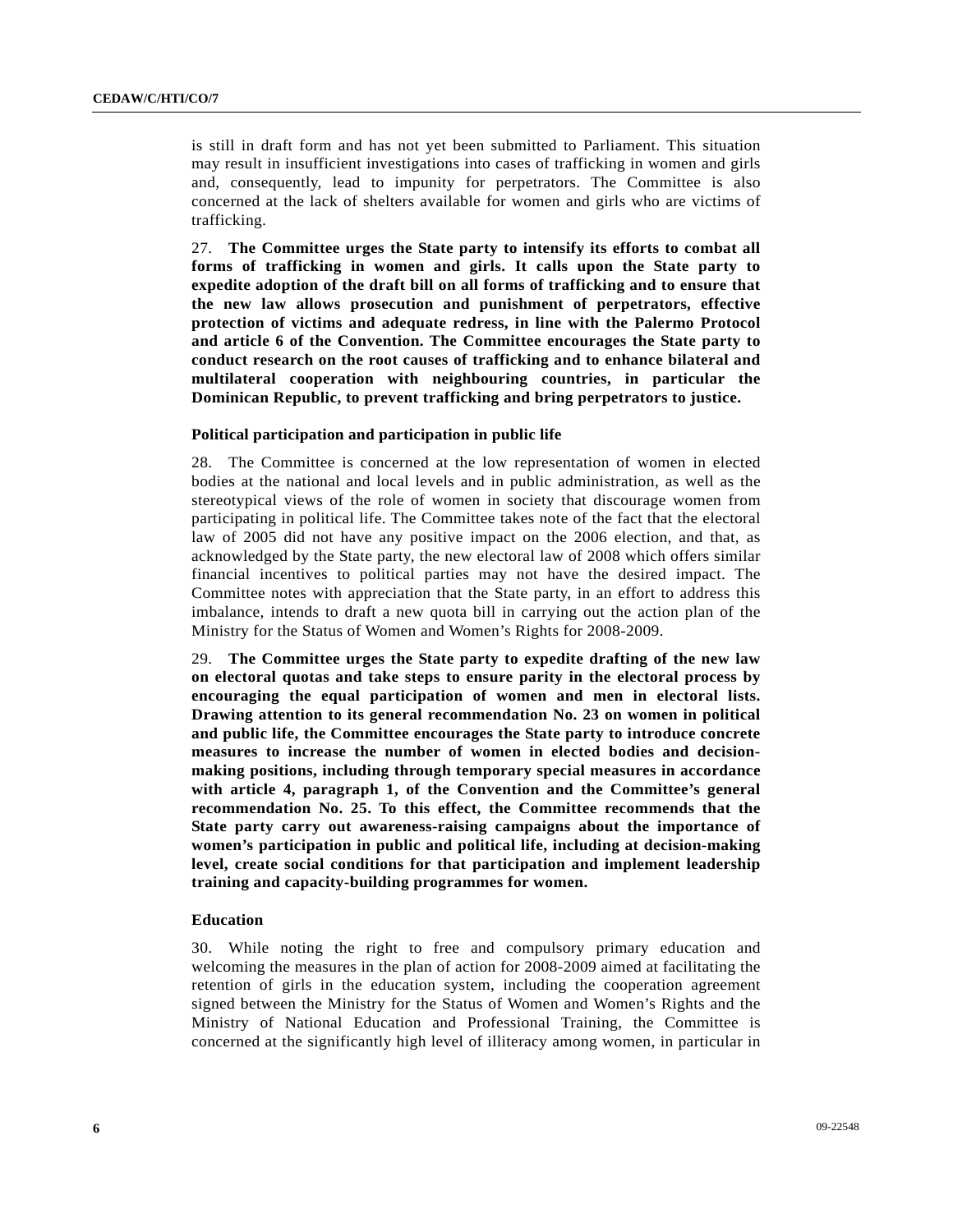is still in draft form and has not yet been submitted to Parliament. This situation may result in insufficient investigations into cases of trafficking in women and girls and, consequently, lead to impunity for perpetrators. The Committee is also concerned at the lack of shelters available for women and girls who are victims of trafficking.

27. **The Committee urges the State party to intensify its efforts to combat all forms of trafficking in women and girls. It calls upon the State party to expedite adoption of the draft bill on all forms of trafficking and to ensure that the new law allows prosecution and punishment of perpetrators, effective protection of victims and adequate redress, in line with the Palermo Protocol and article 6 of the Convention. The Committee encourages the State party to conduct research on the root causes of trafficking and to enhance bilateral and multilateral cooperation with neighbouring countries, in particular the Dominican Republic, to prevent trafficking and bring perpetrators to justice.**

### Political participation and participation in public life

28. The Committee is concerned at the low representation of women in elected bodies at the national and local levels and in public administration, as well as the stereotypical views of the role of women in society that discourage women from participating in political life. The Committee takes note of the fact that the electoral law of 2005 did not have any positive impact on the 2006 election, and that, as acknowledged by the State party, the new electoral law of 2008 which offers similar financial incentives to political parties may not have the desired impact. The Committee notes with appreciation that the State party, in an effort to address this imbalance, intends to draft a new quota bill in carrying out the action plan of the Ministry for the Status of Women and Women's Rights for 2008-2009.

29. **The Committee urges the State party to expedite drafting of the new law on electoral quotas and take steps to ensure parity in the electoral process by encouraging the equal participation of women and men in electoral lists. Drawing attention to its general recommendation No. 23 on women in political and public life, the Committee encourages the State party to introduce concrete measures to increase the number of women in elected bodies and decision-making positions, including through temporary special measures in accordance with article 4, paragraph 1, of the Convention and the Committee's general recommendation No. 25. To this effect, the Committee recommends that the State party carry out awareness-raising campaigns about the importance of women's participation in public and political life, including at decision-making level, create social conditions for that participation and implement leadership training and capacity-building programmes for women.**

### Education

30. While noting the right to free and compulsory primary education and welcoming the measures in the plan of action for 2008-2009 aimed at facilitating the retention of girls in the education system, including the cooperation agreement signed between the Ministry for the Status of Women and Women's Rights and the Ministry of National Education and Professional Training, the Committee is concerned at the significantly high level of illiteracy among women, in particular in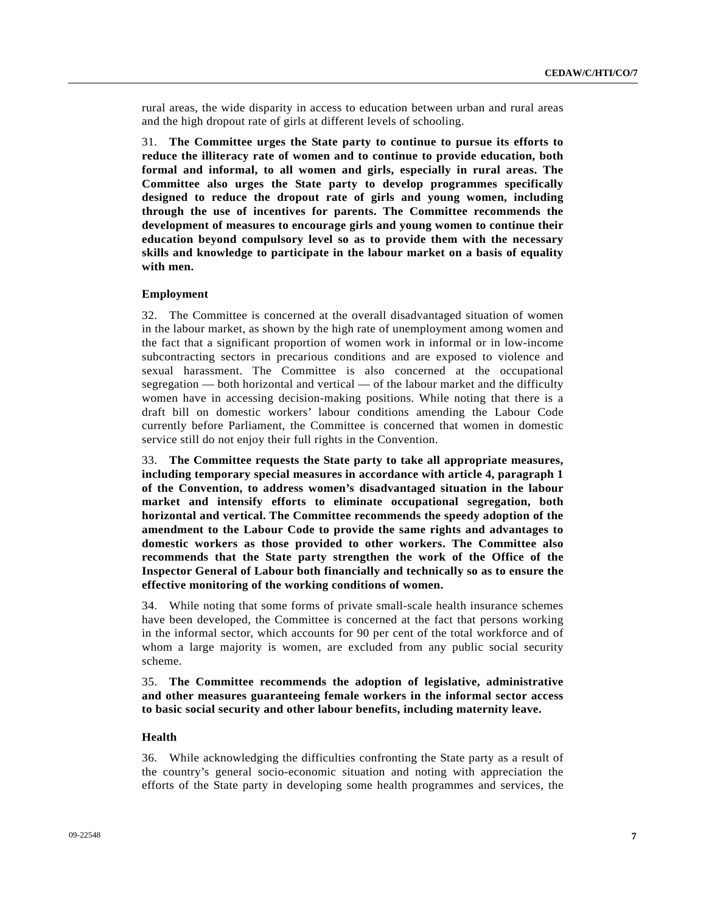rural areas, the wide disparity in access to education between urban and rural areas and the high dropout rate of girls at different levels of schooling.

31. **The Committee urges the State party to continue to pursue its efforts to reduce the illiteracy rate of women and to continue to provide education, both formal and informal, to all women and girls, especially in rural areas. The Committee also urges the State party to develop programmes specifically designed to reduce the dropout rate of girls and young women, including through the use of incentives for parents. The Committee recommends the development of measures to encourage girls and young women to continue their education beyond compulsory level so as to provide them with the necessary skills and knowledge to participate in the labour market on a basis of equality with men.**

#### Employment

32. The Committee is concerned at the overall disadvantaged situation of women in the labour market, as shown by the high rate of unemployment among women and the fact that a significant proportion of women work in informal or in low-income subcontracting sectors in precarious conditions and are exposed to violence and sexual harassment. The Committee is also concerned at the occupational segregation — both horizontal and vertical — of the labour market and the difficulty women have in accessing decision-making positions. While noting that there is a draft bill on domestic workers' labour conditions amending the Labour Code currently before Parliament, the Committee is concerned that women in domestic service still do not enjoy their full rights in the Convention.

33. **The Committee requests the State party to take all appropriate measures, including temporary special measures in accordance with article 4, paragraph 1 of the Convention, to address women's disadvantaged situation in the labour market and intensify efforts to eliminate occupational segregation, both horizontal and vertical. The Committee recommends the speedy adoption of the amendment to the Labour Code to provide the same rights and advantages to domestic workers as those provided to other workers. The Committee also recommends that the State party strengthen the work of the Office of the Inspector General of Labour both financially and technically so as to ensure the effective monitoring of the working conditions of women.**

34. While noting that some forms of private small-scale health insurance schemes have been developed, the Committee is concerned at the fact that persons working in the informal sector, which accounts for 90 per cent of the total workforce and of whom a large majority is women, are excluded from any public social security scheme.

35. **The Committee recommends the adoption of legislative, administrative and other measures guaranteeing female workers in the informal sector access to basic social security and other labour benefits, including maternity leave.**

#### Health

36. While acknowledging the difficulties confronting the State party as a result of the country's general socio-economic situation and noting with appreciation the efforts of the State party in developing some health programmes and services, the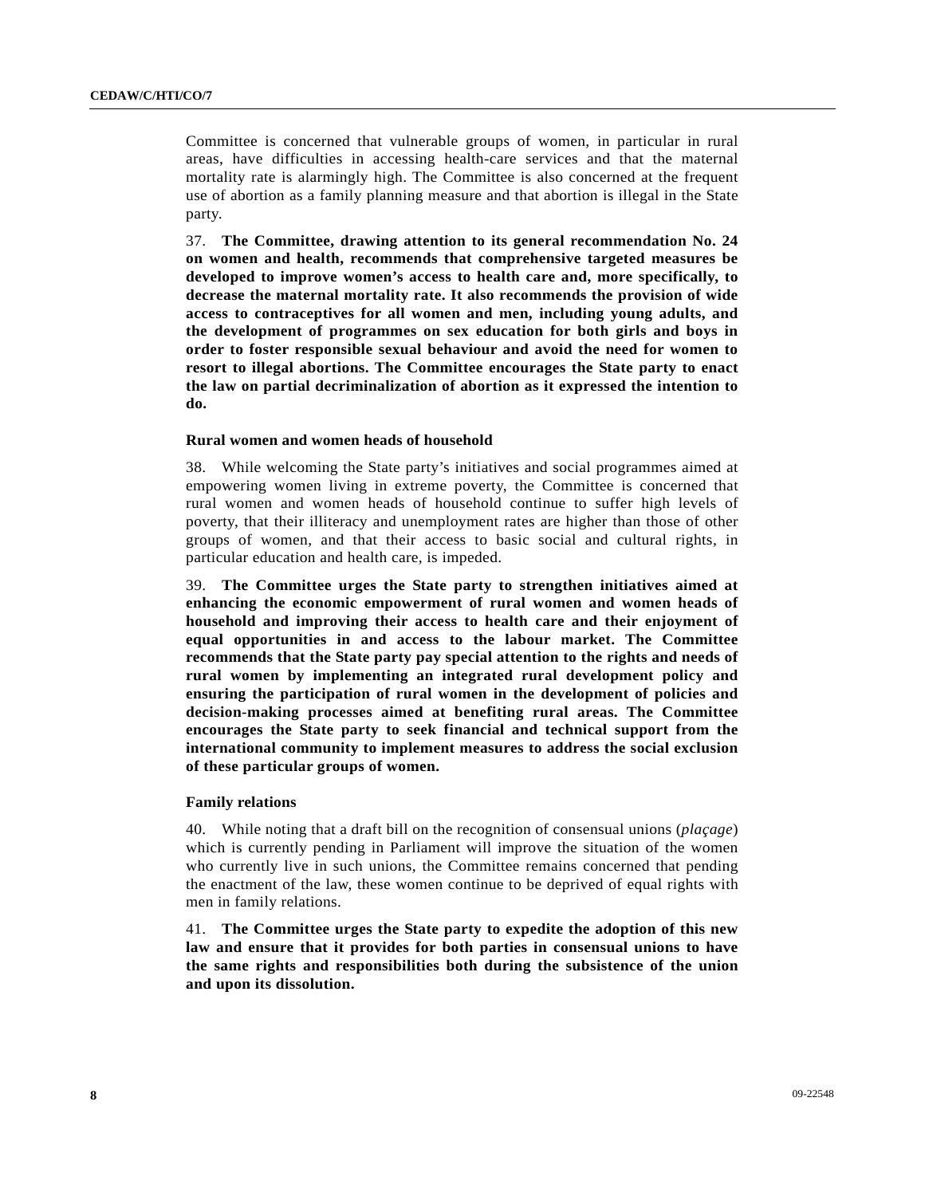Committee is concerned that vulnerable groups of women, in particular in rural areas, have difficulties in accessing health-care services and that the maternal mortality rate is alarmingly high. The Committee is also concerned at the frequent use of abortion as a family planning measure and that abortion is illegal in the State party.

37. **The Committee, drawing attention to its general recommendation No. 24 on women and health, recommends that comprehensive targeted measures be developed to improve women's access to health care and, more specifically, to decrease the maternal mortality rate. It also recommends the provision of wide access to contraceptives for all women and men, including young adults, and the development of programmes on sex education for both girls and boys in order to foster responsible sexual behaviour and avoid the need for women to resort to illegal abortions. The Committee encourages the State party to enact the law on partial decriminalization of abortion as it expressed the intention to do.**

### Rural women and women heads of household

38. While welcoming the State party's initiatives and social programmes aimed at empowering women living in extreme poverty, the Committee is concerned that rural women and women heads of household continue to suffer high levels of poverty, that their illiteracy and unemployment rates are higher than those of other groups of women, and that their access to basic social and cultural rights, in particular education and health care, is impeded.

39. **The Committee urges the State party to strengthen initiatives aimed at enhancing the economic empowerment of rural women and women heads of household and improving their access to health care and their enjoyment of equal opportunities in and access to the labour market. The Committee recommends that the State party pay special attention to the rights and needs of rural women by implementing an integrated rural development policy and ensuring the participation of rural women in the development of policies and decision-making processes aimed at benefiting rural areas. The Committee encourages the State party to seek financial and technical support from the international community to implement measures to address the social exclusion of these particular groups of women.**

### Family relations

40. While noting that a draft bill on the recognition of consensual unions (*plaçage*) which is currently pending in Parliament will improve the situation of the women who currently live in such unions, the Committee remains concerned that pending the enactment of the law, these women continue to be deprived of equal rights with men in family relations.

41. **The Committee urges the State party to expedite the adoption of this new law and ensure that it provides for both parties in consensual unions to have the same rights and responsibilities both during the subsistence of the union and upon its dissolution.**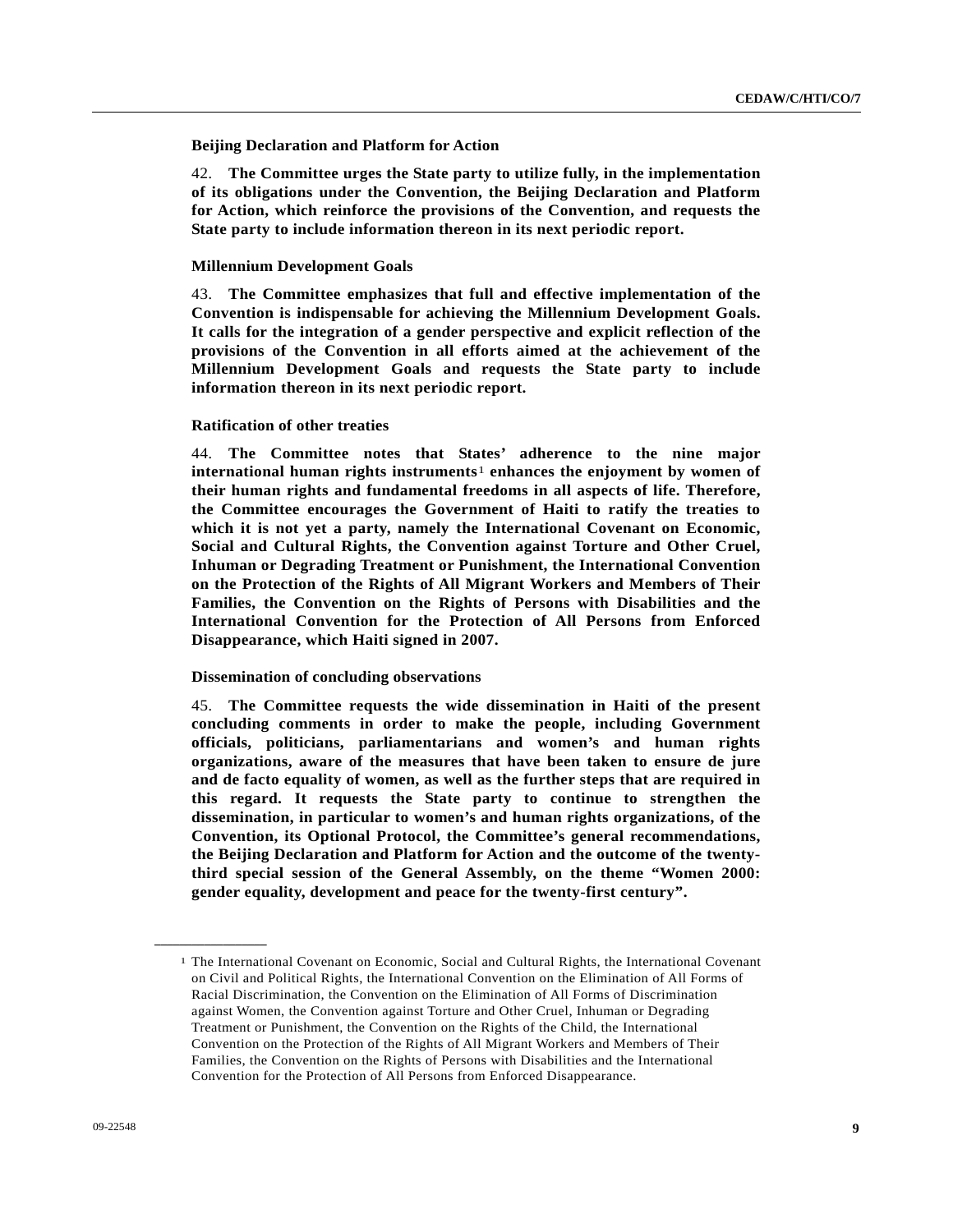### Beijing Declaration and Platform for Action

42. **The Committee urges the State party to utilize fully, in the implementation of its obligations under the Convention, the Beijing Declaration and Platform for Action, which reinforce the provisions of the Convention, and requests the State party to include information thereon in its next periodic report.**

### Millennium Development Goals

43. **The Committee emphasizes that full and effective implementation of the Convention is indispensable for achieving the Millennium Development Goals. It calls for the integration of a gender perspective and explicit reflection of the provisions of the Convention in all efforts aimed at the achievement of the Millennium Development Goals and requests the State party to include information thereon in its next periodic report.**

### Ratification of other treaties

44. **The Committee notes that States' adherence to the nine major international human rights instruments[1] enhances the enjoyment by women of their human rights and fundamental freedoms in all aspects of life. Therefore, the Committee encourages the Government of Haiti to ratify the treaties to which it is not yet a party, namely the International Covenant on Economic, Social and Cultural Rights, the Convention against Torture and Other Cruel, Inhuman or Degrading Treatment or Punishment, the International Convention on the Protection of the Rights of All Migrant Workers and Members of Their Families, the Convention on the Rights of Persons with Disabilities and the International Convention for the Protection of All Persons from Enforced Disappearance, which Haiti signed in 2007.**

### Dissemination of concluding observations

45. **The Committee requests the wide dissemination in Haiti of the present concluding comments in order to make the people, including Government officials, politicians, parliamentarians and women's and human rights organizations, aware of the measures that have been taken to ensure de jure and de facto equality of women, as well as the further steps that are required in this regard. It requests the State party to continue to strengthen the dissemination, in particular to women's and human rights organizations, of the Convention, its Optional Protocol, the Committee's general recommendations, the Beijing Declaration and Platform for Action and the outcome of the twenty-third special session of the General Assembly, on the theme "Women 2000: gender equality, development and peace for the twenty-first century".**

---

[1] The International Covenant on Economic, Social and Cultural Rights, the International Covenant on Civil and Political Rights, the International Convention on the Elimination of All Forms of Racial Discrimination, the Convention on the Elimination of All Forms of Discrimination against Women, the Convention against Torture and Other Cruel, Inhuman or Degrading Treatment or Punishment, the Convention on the Rights of the Child, the International Convention on the Protection of the Rights of All Migrant Workers and Members of Their Families, the Convention on the Rights of Persons with Disabilities and the International Convention for the Protection of All Persons from Enforced Disappearance.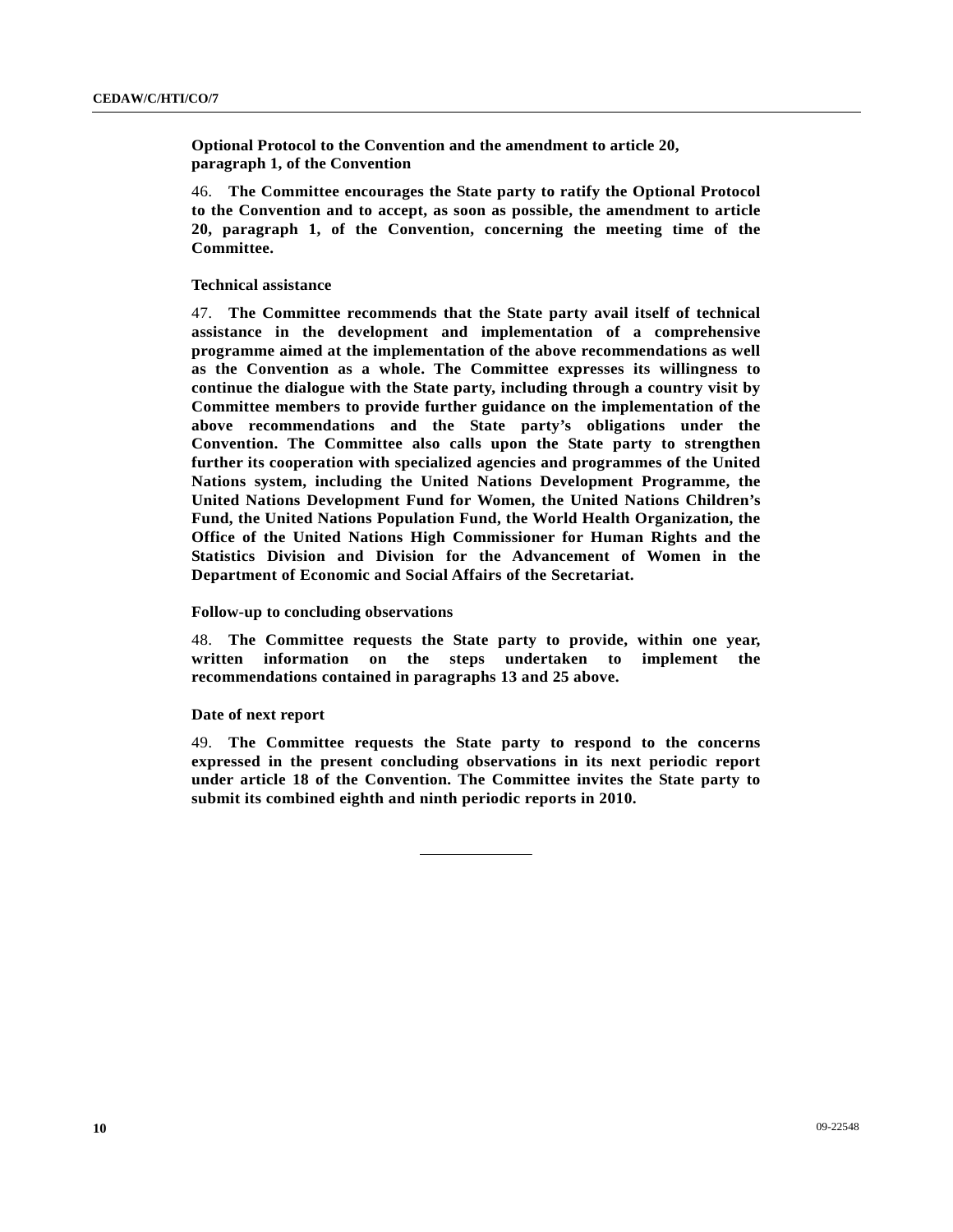**Optional Protocol to the Convention and the amendment to article 20, paragraph 1, of the Convention**

46. **The Committee encourages the State party to ratify the Optional Protocol to the Convention and to accept, as soon as possible, the amendment to article 20, paragraph 1, of the Convention, concerning the meeting time of the Committee.**

**Technical assistance**

47. **The Committee recommends that the State party avail itself of technical assistance in the development and implementation of a comprehensive programme aimed at the implementation of the above recommendations as well as the Convention as a whole. The Committee expresses its willingness to continue the dialogue with the State party, including through a country visit by Committee members to provide further guidance on the implementation of the above recommendations and the State party's obligations under the Convention. The Committee also calls upon the State party to strengthen further its cooperation with specialized agencies and programmes of the United Nations system, including the United Nations Development Programme, the United Nations Development Fund for Women, the United Nations Children's Fund, the United Nations Population Fund, the World Health Organization, the Office of the United Nations High Commissioner for Human Rights and the Statistics Division and Division for the Advancement of Women in the Department of Economic and Social Affairs of the Secretariat.**

**Follow-up to concluding observations**

48. **The Committee requests the State party to provide, within one year, written information on the steps undertaken to implement the recommendations contained in paragraphs 13 and 25 above.**

**Date of next report**

49. **The Committee requests the State party to respond to the concerns expressed in the present concluding observations in its next periodic report under article 18 of the Convention. The Committee invites the State party to submit its combined eighth and ninth periodic reports in 2010.**